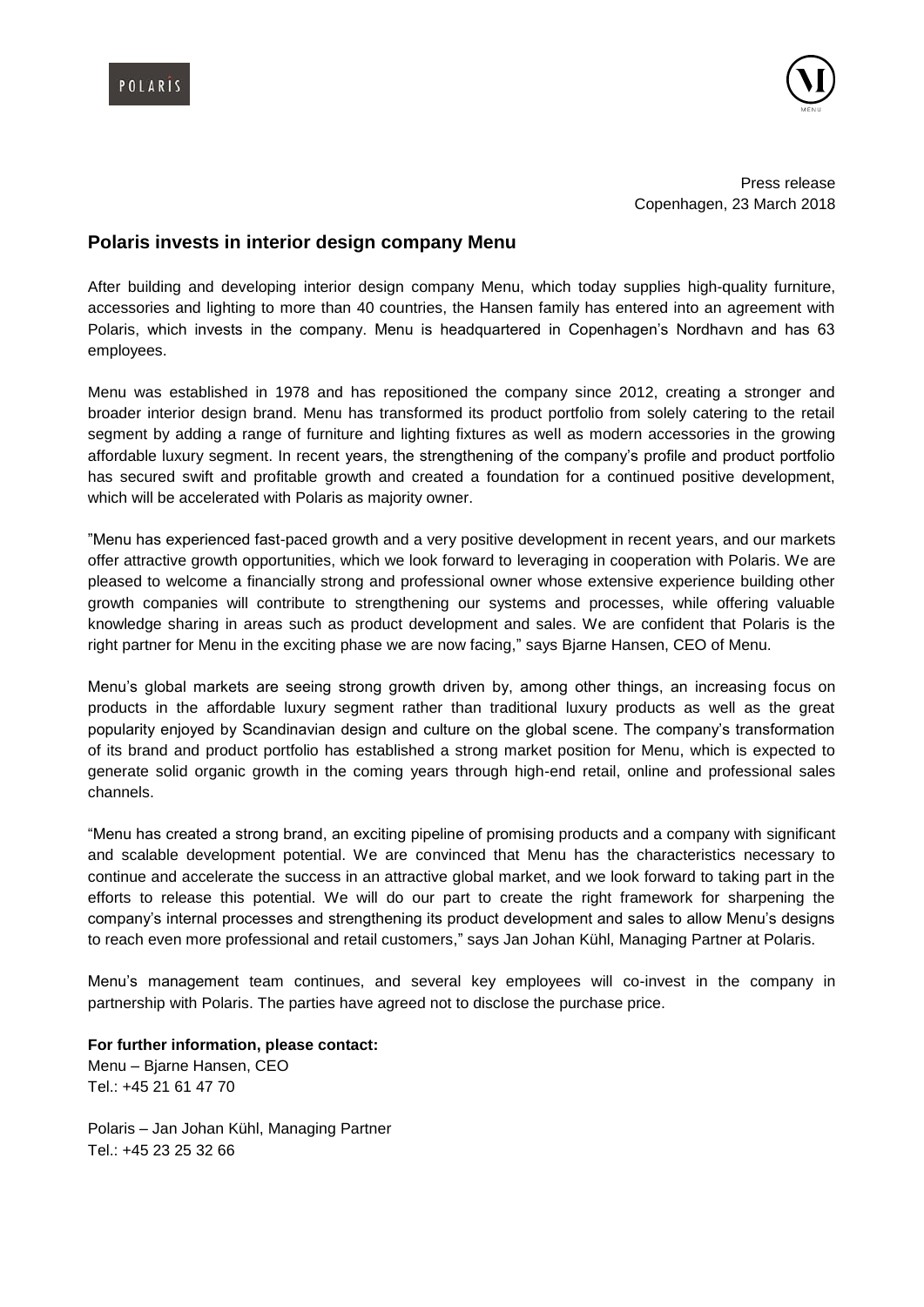POLARIS

Press release
Copenhagen, 23 March 2018

## Polaris invests in interior design company Menu

After building and developing interior design company Menu, which today supplies high-quality furniture, accessories and lighting to more than 40 countries, the Hansen family has entered into an agreement with Polaris, which invests in the company. Menu is headquartered in Copenhagen's Nordhavn and has 63 employees.

Menu was established in 1978 and has repositioned the company since 2012, creating a stronger and broader interior design brand. Menu has transformed its product portfolio from solely catering to the retail segment by adding a range of furniture and lighting fixtures as well as modern accessories in the growing affordable luxury segment. In recent years, the strengthening of the company's profile and product portfolio has secured swift and profitable growth and created a foundation for a continued positive development, which will be accelerated with Polaris as majority owner.

"Menu has experienced fast-paced growth and a very positive development in recent years, and our markets offer attractive growth opportunities, which we look forward to leveraging in cooperation with Polaris. We are pleased to welcome a financially strong and professional owner whose extensive experience building other growth companies will contribute to strengthening our systems and processes, while offering valuable knowledge sharing in areas such as product development and sales. We are confident that Polaris is the right partner for Menu in the exciting phase we are now facing," says Bjarne Hansen, CEO of Menu.

Menu's global markets are seeing strong growth driven by, among other things, an increasing focus on products in the affordable luxury segment rather than traditional luxury products as well as the great popularity enjoyed by Scandinavian design and culture on the global scene. The company's transformation of its brand and product portfolio has established a strong market position for Menu, which is expected to generate solid organic growth in the coming years through high-end retail, online and professional sales channels.

"Menu has created a strong brand, an exciting pipeline of promising products and a company with significant and scalable development potential. We are convinced that Menu has the characteristics necessary to continue and accelerate the success in an attractive global market, and we look forward to taking part in the efforts to release this potential. We will do our part to create the right framework for sharpening the company's internal processes and strengthening its product development and sales to allow Menu's designs to reach even more professional and retail customers," says Jan Johan Kühl, Managing Partner at Polaris.

Menu's management team continues, and several key employees will co-invest in the company in partnership with Polaris. The parties have agreed not to disclose the purchase price.

**For further information, please contact:**
Menu – Bjarne Hansen, CEO
Tel.: +45 21 61 47 70

Polaris – Jan Johan Kühl, Managing Partner
Tel.: +45 23 25 32 66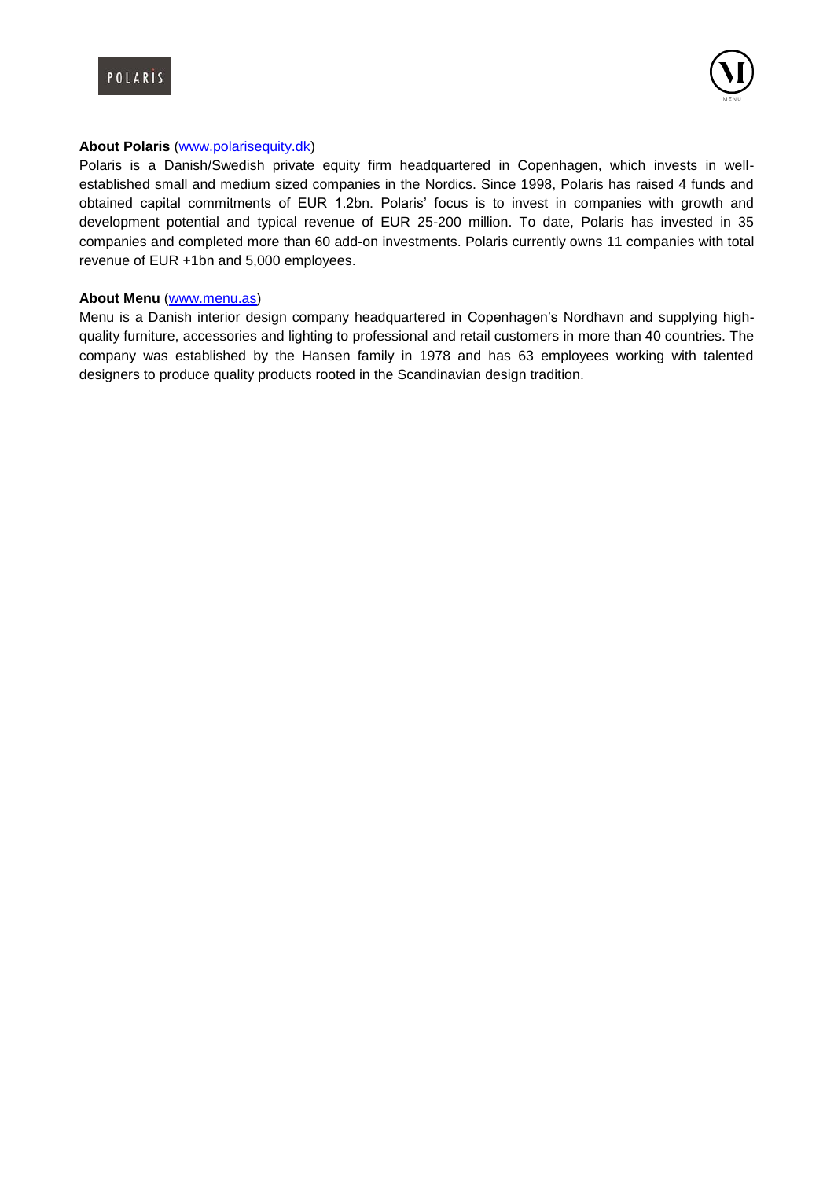**About Polaris** (www.polarisequity.dk)

Polaris is a Danish/Swedish private equity firm headquartered in Copenhagen, which invests in well-established small and medium sized companies in the Nordics. Since 1998, Polaris has raised 4 funds and obtained capital commitments of EUR 1.2bn. Polaris' focus is to invest in companies with growth and development potential and typical revenue of EUR 25-200 million. To date, Polaris has invested in 35 companies and completed more than 60 add-on investments. Polaris currently owns 11 companies with total revenue of EUR +1bn and 5,000 employees.

**About Menu** (www.menu.as)

Menu is a Danish interior design company headquartered in Copenhagen's Nordhavn and supplying high-quality furniture, accessories and lighting to professional and retail customers in more than 40 countries. The company was established by the Hansen family in 1978 and has 63 employees working with talented designers to produce quality products rooted in the Scandinavian design tradition.